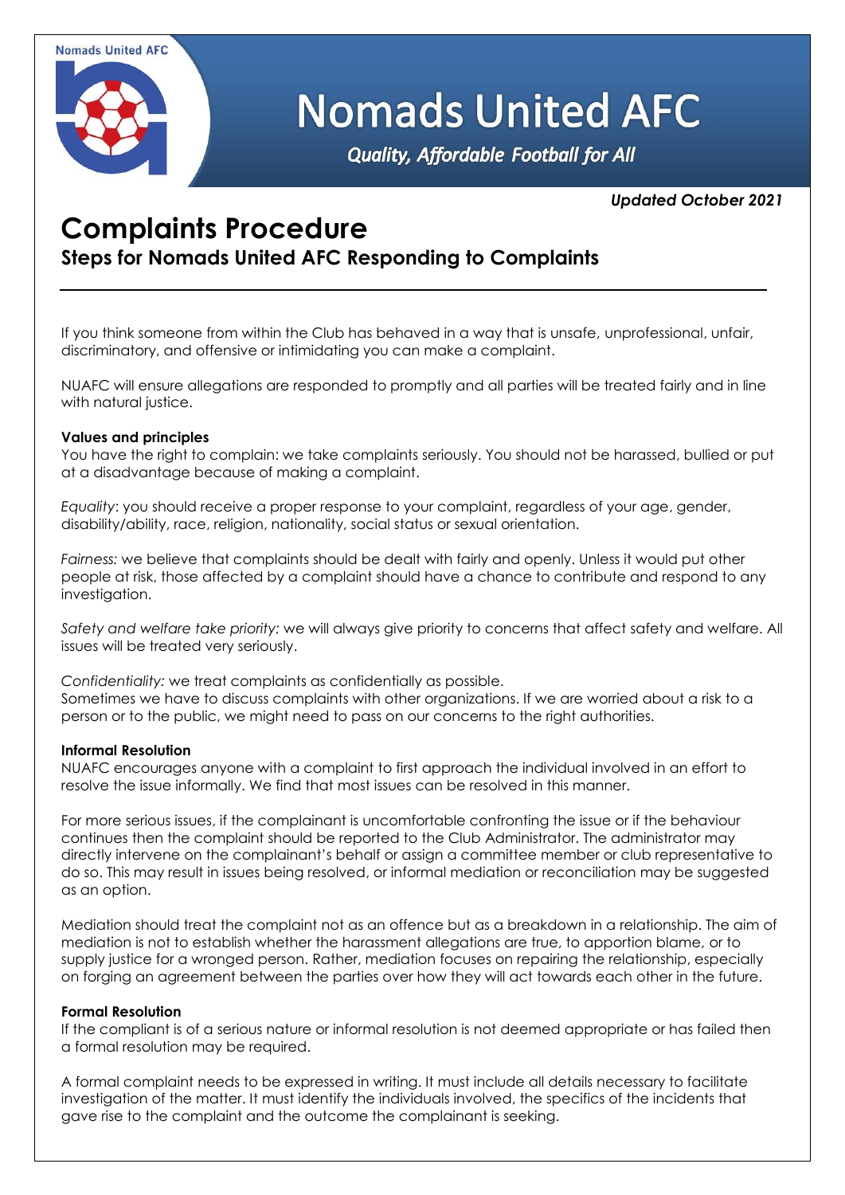Nomads United AFC

# Nomads United AFC

*Quality, Affordable Football for All*

*Updated October 2021*

# Complaints Procedure

## Steps for Nomads United AFC Responding to Complaints

If you think someone from within the Club has behaved in a way that is unsafe, unprofessional, unfair, discriminatory, and offensive or intimidating you can make a complaint.

NUAFC will ensure allegations are responded to promptly and all parties will be treated fairly and in line with natural justice.

**Values and principles**

You have the right to complain: we take complaints seriously. You should not be harassed, bullied or put at a disadvantage because of making a complaint.

*Equality*: you should receive a proper response to your complaint, regardless of your age, gender, disability/ability, race, religion, nationality, social status or sexual orientation.

*Fairness:* we believe that complaints should be dealt with fairly and openly. Unless it would put other people at risk, those affected by a complaint should have a chance to contribute and respond to any investigation.

*Safety and welfare take priority:* we will always give priority to concerns that affect safety and welfare. All issues will be treated very seriously.

*Confidentiality:* we treat complaints as confidentially as possible.
Sometimes we have to discuss complaints with other organizations. If we are worried about a risk to a person or to the public, we might need to pass on our concerns to the right authorities.

**Informal Resolution**

NUAFC encourages anyone with a complaint to first approach the individual involved in an effort to resolve the issue informally. We find that most issues can be resolved in this manner.

For more serious issues, if the complainant is uncomfortable confronting the issue or if the behaviour continues then the complaint should be reported to the Club Administrator. The administrator may directly intervene on the complainant's behalf or assign a committee member or club representative to do so. This may result in issues being resolved, or informal mediation or reconciliation may be suggested as an option.

Mediation should treat the complaint not as an offence but as a breakdown in a relationship. The aim of mediation is not to establish whether the harassment allegations are true, to apportion blame, or to supply justice for a wronged person. Rather, mediation focuses on repairing the relationship, especially on forging an agreement between the parties over how they will act towards each other in the future.

**Formal Resolution**

If the compliant is of a serious nature or informal resolution is not deemed appropriate or has failed then a formal resolution may be required.

A formal complaint needs to be expressed in writing. It must include all details necessary to facilitate investigation of the matter. It must identify the individuals involved, the specifics of the incidents that gave rise to the complaint and the outcome the complainant is seeking.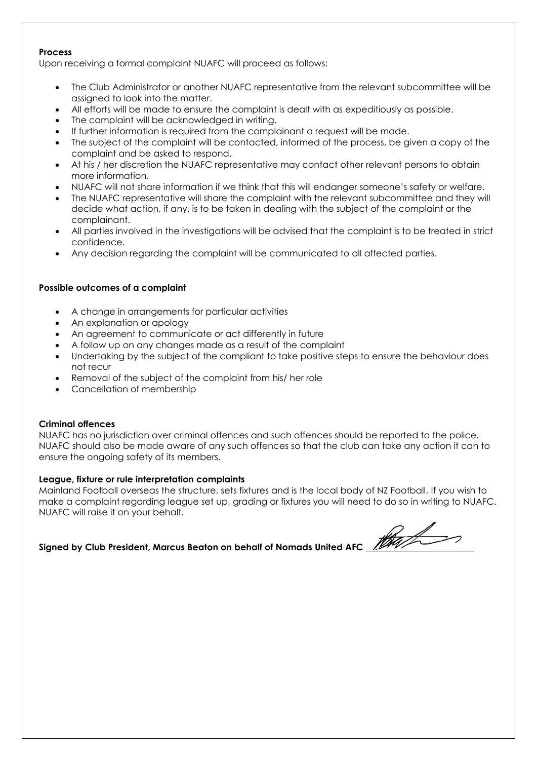**Process**

Upon receiving a formal complaint NUAFC will proceed as follows:

- The Club Administrator or another NUAFC representative from the relevant subcommittee will be assigned to look into the matter.
- All efforts will be made to ensure the complaint is dealt with as expeditiously as possible.
- The complaint will be acknowledged in writing.
- If further information is required from the complainant a request will be made.
- The subject of the complaint will be contacted, informed of the process, be given a copy of the complaint and be asked to respond.
- At his / her discretion the NUAFC representative may contact other relevant persons to obtain more information.
- NUAFC will not share information if we think that this will endanger someone's safety or welfare.
- The NUAFC representative will share the complaint with the relevant subcommittee and they will decide what action, if any, is to be taken in dealing with the subject of the complaint or the complainant.
- All parties involved in the investigations will be advised that the complaint is to be treated in strict confidence.
- Any decision regarding the complaint will be communicated to all affected parties.

**Possible outcomes of a complaint**

- A change in arrangements for particular activities
- An explanation or apology
- An agreement to communicate or act differently in future
- A follow up on any changes made as a result of the complaint
- Undertaking by the subject of the compliant to take positive steps to ensure the behaviour does not recur
- Removal of the subject of the complaint from his/ her role
- Cancellation of membership

**Criminal offences**

NUAFC has no jurisdiction over criminal offences and such offences should be reported to the police. NUAFC should also be made aware of any such offences so that the club can take any action it can to ensure the ongoing safety of its members.

**League, fixture or rule interpretation complaints**

Mainland Football overseas the structure, sets fixtures and is the local body of NZ Football. If you wish to make a complaint regarding league set up, grading or fixtures you will need to do so in writing to NUAFC. NUAFC will raise it on your behalf.

**Signed by Club President, Marcus Beaton on behalf of Nomads United AFC** ________________________